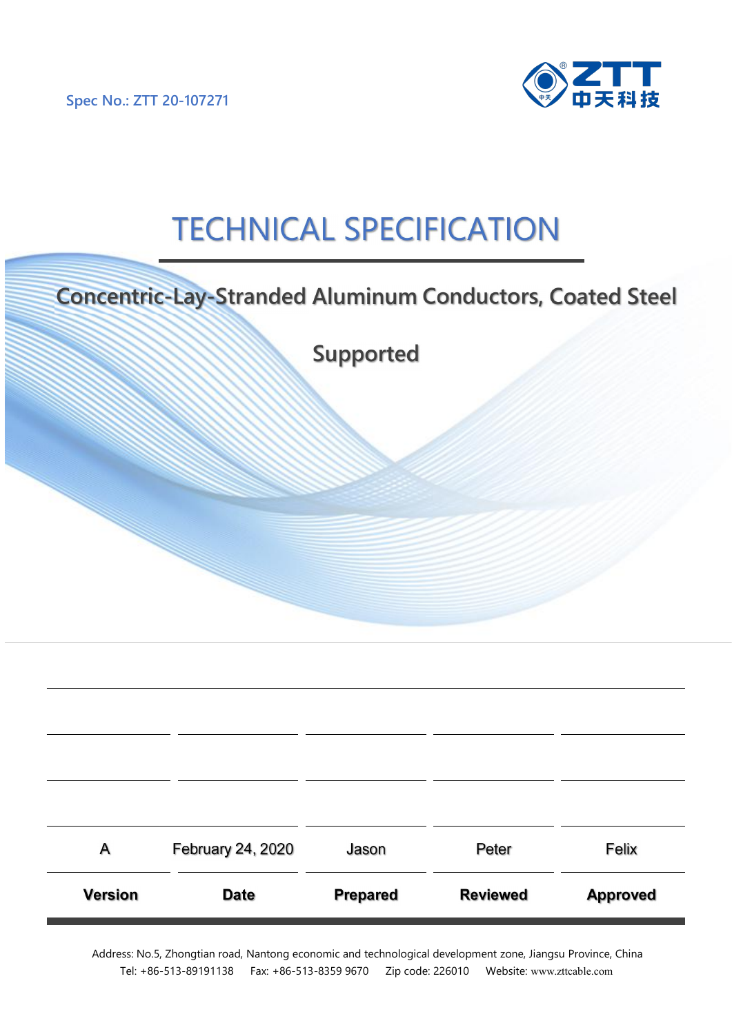Spec No.: ZTT 20-107271

ZTT 中天科技

# TECHNICAL SPECIFICATION

## Concentric-Lay-Stranded Aluminum Conductors, Coated Steel Supported

| | | | | |
|---|---|---|---|---|
| | | | | |
| | | | | |
| A | February 24, 2020 | Jason | Peter | Felix |
| **Version** | **Date** | **Prepared** | **Reviewed** | **Approved** |

Address: No.5, Zhongtian road, Nantong economic and technological development zone, Jiangsu Province, China
Tel: +86-513-89191138 Fax: +86-513-8359 9670 Zip code: 226010 Website: www.zttcable.com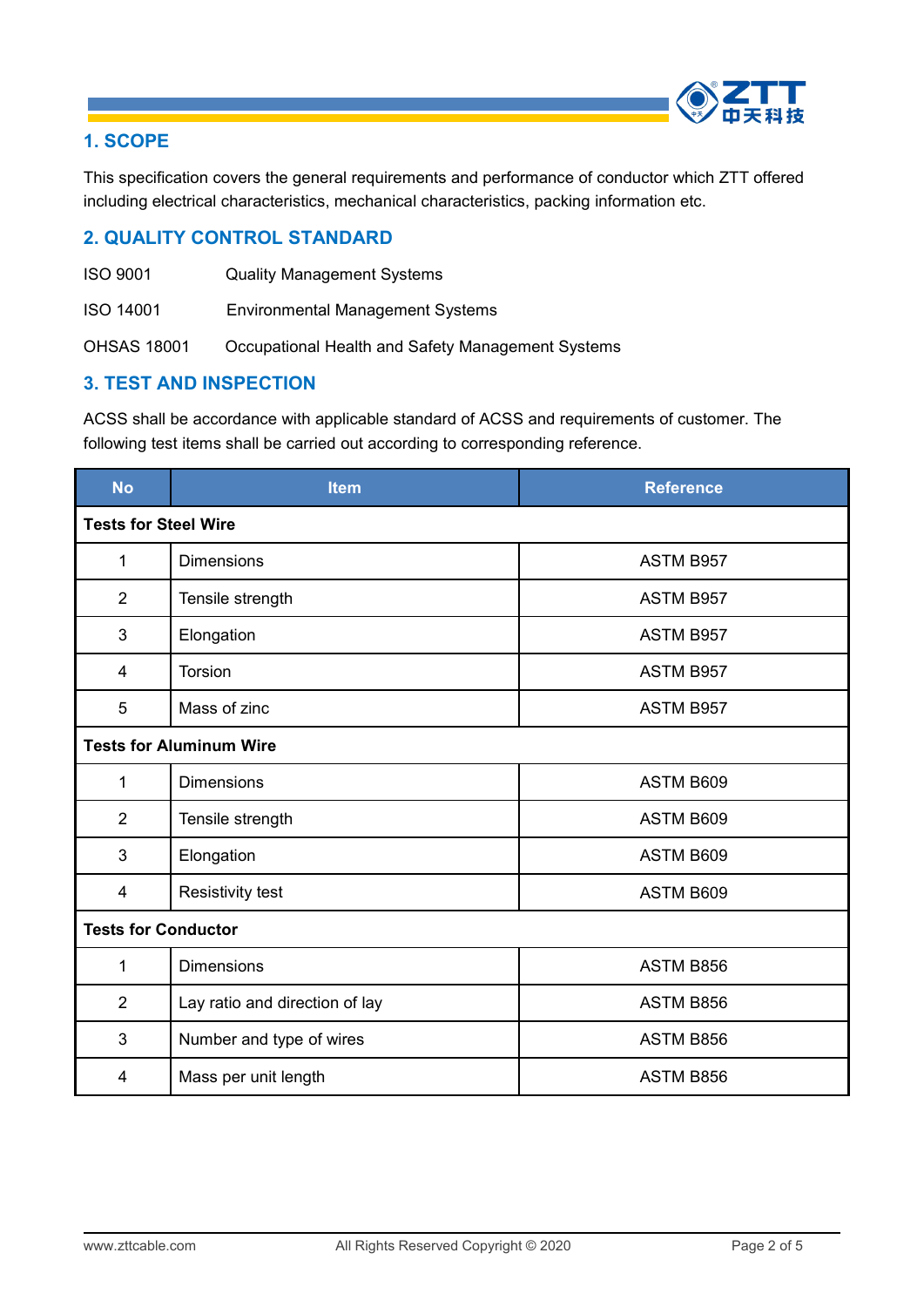## 1. SCOPE

This specification covers the general requirements and performance of conductor which ZTT offered including electrical characteristics, mechanical characteristics, packing information etc.

## 2. QUALITY CONTROL STANDARD

| | |
|---|---|
| ISO 9001 | Quality Management Systems |
| ISO 14001 | Environmental Management Systems |
| OHSAS 18001 | Occupational Health and Safety Management Systems |

## 3. TEST AND INSPECTION

ACSS shall be accordance with applicable standard of ACSS and requirements of customer. The following test items shall be carried out according to corresponding reference.

| No | Item | Reference |
|---|---|---|
| **Tests for Steel Wire** | | |
| 1 | Dimensions | ASTM B957 |
| 2 | Tensile strength | ASTM B957 |
| 3 | Elongation | ASTM B957 |
| 4 | Torsion | ASTM B957 |
| 5 | Mass of zinc | ASTM B957 |
| **Tests for Aluminum Wire** | | |
| 1 | Dimensions | ASTM B609 |
| 2 | Tensile strength | ASTM B609 |
| 3 | Elongation | ASTM B609 |
| 4 | Resistivity test | ASTM B609 |
| **Tests for Conductor** | | |
| 1 | Dimensions | ASTM B856 |
| 2 | Lay ratio and direction of lay | ASTM B856 |
| 3 | Number and type of wires | ASTM B856 |
| 4 | Mass per unit length | ASTM B856 |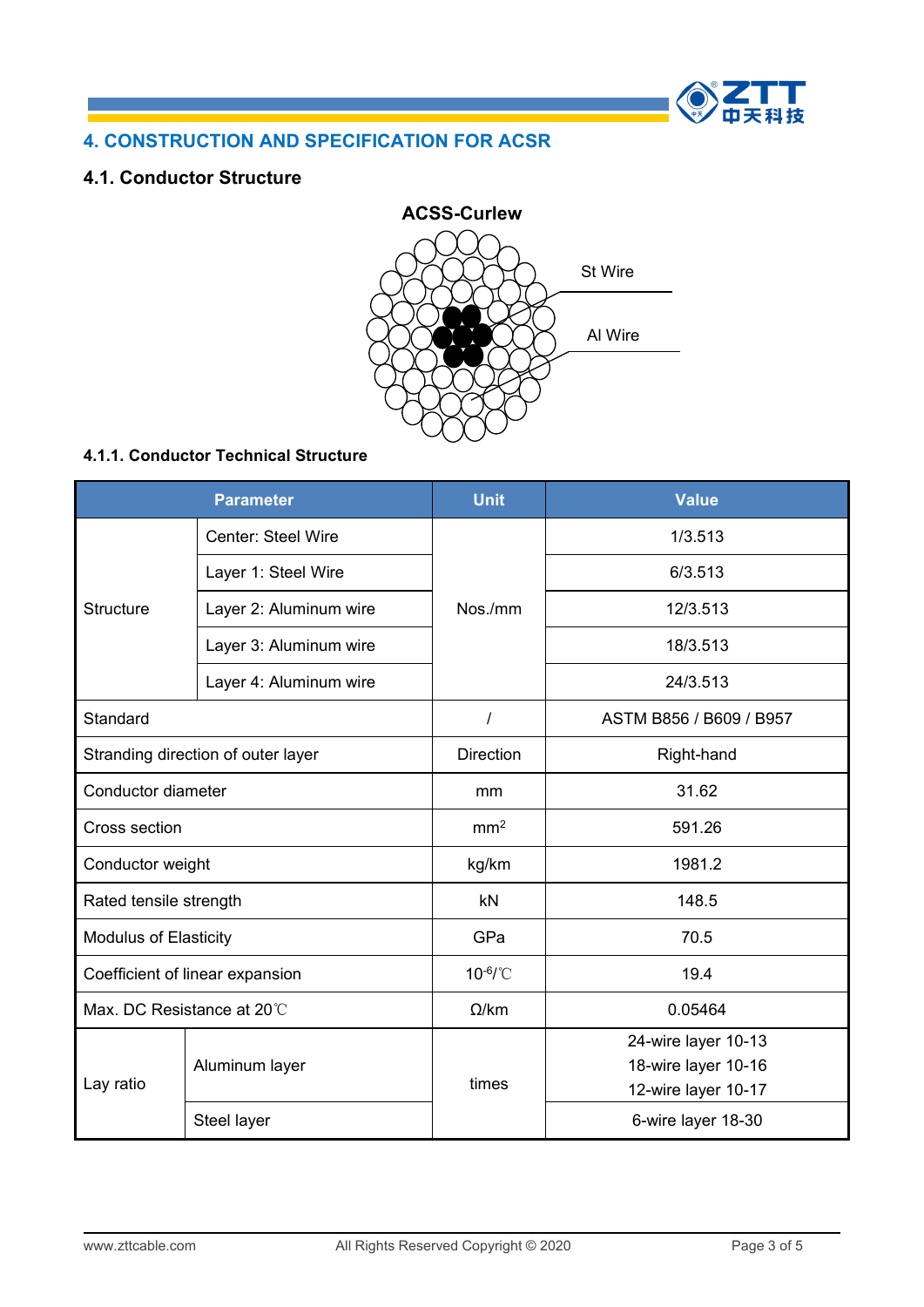# 4. CONSTRUCTION AND SPECIFICATION FOR ACSR

## 4.1. Conductor Structure

**ACSS-Curlew**

St Wire

Al Wire

### 4.1.1. Conductor Technical Structure

| Parameter | | Unit | Value |
|---|---|---|---|
| Structure | Center: Steel Wire | Nos./mm | 1/3.513 |
| | Layer 1: Steel Wire | | 6/3.513 |
| | Layer 2: Aluminum wire | | 12/3.513 |
| | Layer 3: Aluminum wire | | 18/3.513 |
| | Layer 4: Aluminum wire | | 24/3.513 |
| Standard | | / | ASTM B856 / B609 / B957 |
| Stranding direction of outer layer | | Direction | Right-hand |
| Conductor diameter | | mm | 31.62 |
| Cross section | | $mm^2$ | 591.26 |
| Conductor weight | | kg/km | 1981.2 |
| Rated tensile strength | | kN | 148.5 |
| Modulus of Elasticity | | GPa | 70.5 |
| Coefficient of linear expansion | | $10^{-6}$/℃ | 19.4 |
| Max. DC Resistance at 20℃ | | Ω/km | 0.05464 |
| Lay ratio | Aluminum layer | times | 24-wire layer 10-13<br>18-wire layer 10-16<br>12-wire layer 10-17 |
| | Steel layer | | 6-wire layer 18-30 |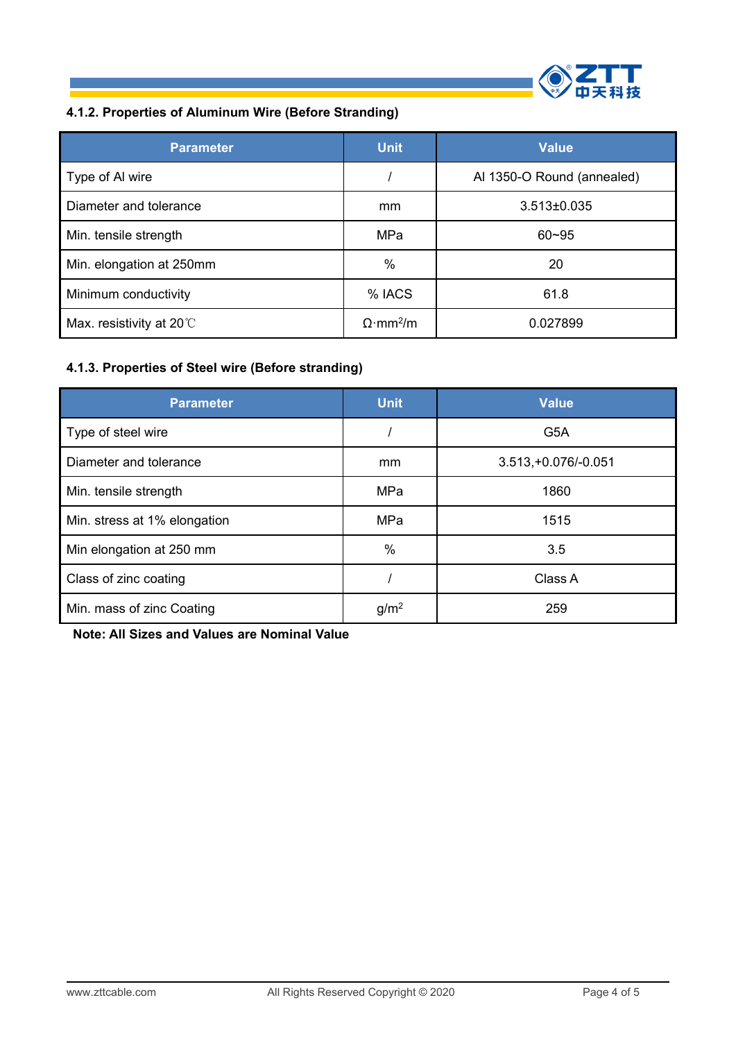### 4.1.2. Properties of Aluminum Wire (Before Stranding)

| Parameter | Unit | Value |
|---|---|---|
| Type of Al wire | / | Al 1350-O Round (annealed) |
| Diameter and tolerance | mm | 3.513±0.035 |
| Min. tensile strength | MPa | 60~95 |
| Min. elongation at 250mm | % | 20 |
| Minimum conductivity | % IACS | 61.8 |
| Max. resistivity at 20℃ | $\Omega \cdot mm^2/m$ | 0.027899 |

### 4.1.3. Properties of Steel wire (Before stranding)

| Parameter | Unit | Value |
|---|---|---|
| Type of steel wire | / | G5A |
| Diameter and tolerance | mm | 3.513,+0.076/-0.051 |
| Min. tensile strength | MPa | 1860 |
| Min. stress at 1% elongation | MPa | 1515 |
| Min elongation at 250 mm | % | 3.5 |
| Class of zinc coating | / | Class A |
| Min. mass of zinc Coating | $g/m^2$ | 259 |

**Note: All Sizes and Values are Nominal Value**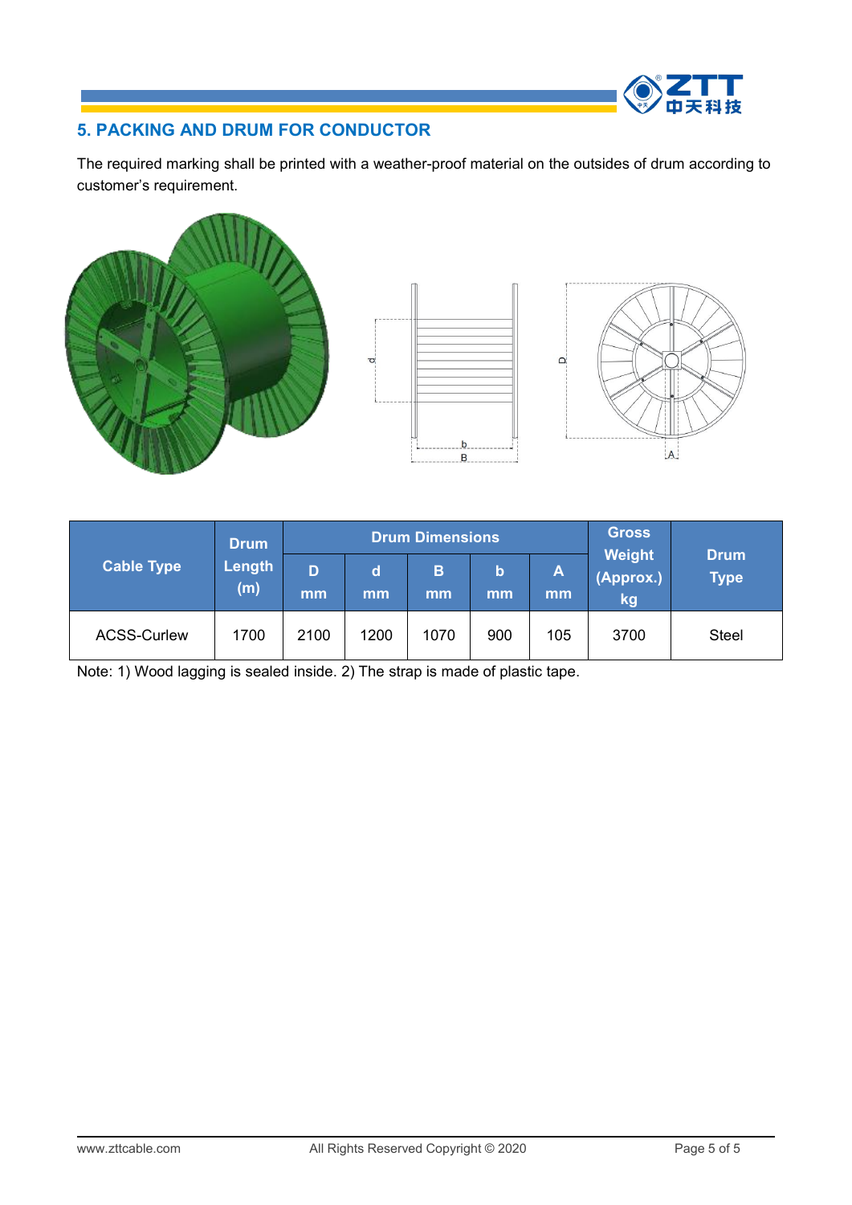## 5. PACKING AND DRUM FOR CONDUCTOR

The required marking shall be printed with a weather-proof material on the outsides of drum according to customer's requirement.

| Cable Type | Drum Length (m) | Drum Dimensions | | | | | Gross Weight (Approx.) kg | Drum Type |
|---|---|---|---|---|---|---|---|---|
| | | D mm | d mm | B mm | b mm | A mm | | |
| ACSS-Curlew | 1700 | 2100 | 1200 | 1070 | 900 | 105 | 3700 | Steel |

Note: 1) Wood lagging is sealed inside. 2) The strap is made of plastic tape.